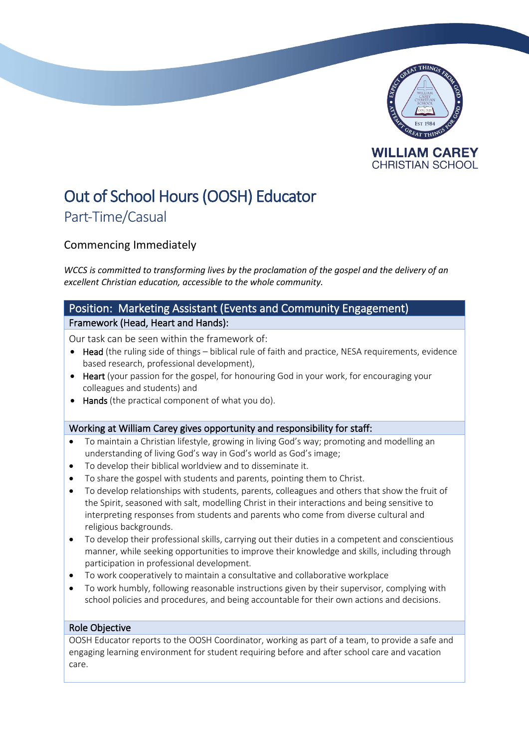WILLIAM CAREY
CHRISTIAN SCHOOL

# Out of School Hours (OOSH) Educator

## Part-Time/Casual

### Commencing Immediately

*WCCS is committed to transforming lives by the proclamation of the gospel and the delivery of an excellent Christian education, accessible to the whole community.*

## Position: Marketing Assistant (Events and Community Engagement)

### Framework (Head, Heart and Hands):

Our task can be seen within the framework of:

- **Head** (the ruling side of things – biblical rule of faith and practice, NESA requirements, evidence based research, professional development),
- **Heart** (your passion for the gospel, for honouring God in your work, for encouraging your colleagues and students) and
- **Hands** (the practical component of what you do).

### Working at William Carey gives opportunity and responsibility for staff:

- To maintain a Christian lifestyle, growing in living God's way; promoting and modelling an understanding of living God's way in God's world as God's image;
- To develop their biblical worldview and to disseminate it.
- To share the gospel with students and parents, pointing them to Christ.
- To develop relationships with students, parents, colleagues and others that show the fruit of the Spirit, seasoned with salt, modelling Christ in their interactions and being sensitive to interpreting responses from students and parents who come from diverse cultural and religious backgrounds.
- To develop their professional skills, carrying out their duties in a competent and conscientious manner, while seeking opportunities to improve their knowledge and skills, including through participation in professional development.
- To work cooperatively to maintain a consultative and collaborative workplace
- To work humbly, following reasonable instructions given by their supervisor, complying with school policies and procedures, and being accountable for their own actions and decisions.

### Role Objective

OOSH Educator reports to the OOSH Coordinator, working as part of a team, to provide a safe and engaging learning environment for student requiring before and after school care and vacation care.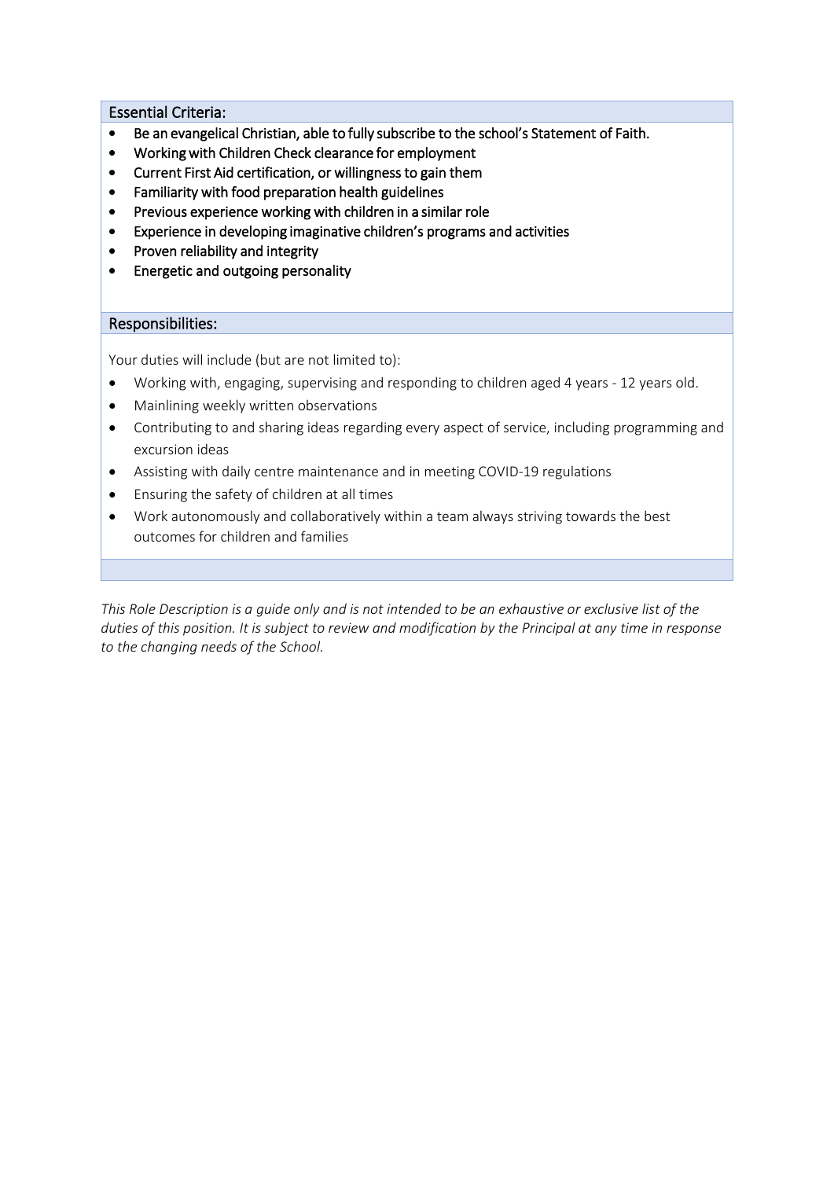## Essential Criteria:

- Be an evangelical Christian, able to fully subscribe to the school's Statement of Faith.
- Working with Children Check clearance for employment
- Current First Aid certification, or willingness to gain them
- Familiarity with food preparation health guidelines
- Previous experience working with children in a similar role
- Experience in developing imaginative children's programs and activities
- Proven reliability and integrity
- Energetic and outgoing personality

## Responsibilities:

Your duties will include (but are not limited to):

- Working with, engaging, supervising and responding to children aged 4 years - 12 years old.
- Mainlining weekly written observations
- Contributing to and sharing ideas regarding every aspect of service, including programming and excursion ideas
- Assisting with daily centre maintenance and in meeting COVID-19 regulations
- Ensuring the safety of children at all times
- Work autonomously and collaboratively within a team always striving towards the best outcomes for children and families

*This Role Description is a guide only and is not intended to be an exhaustive or exclusive list of the duties of this position. It is subject to review and modification by the Principal at any time in response to the changing needs of the School.*